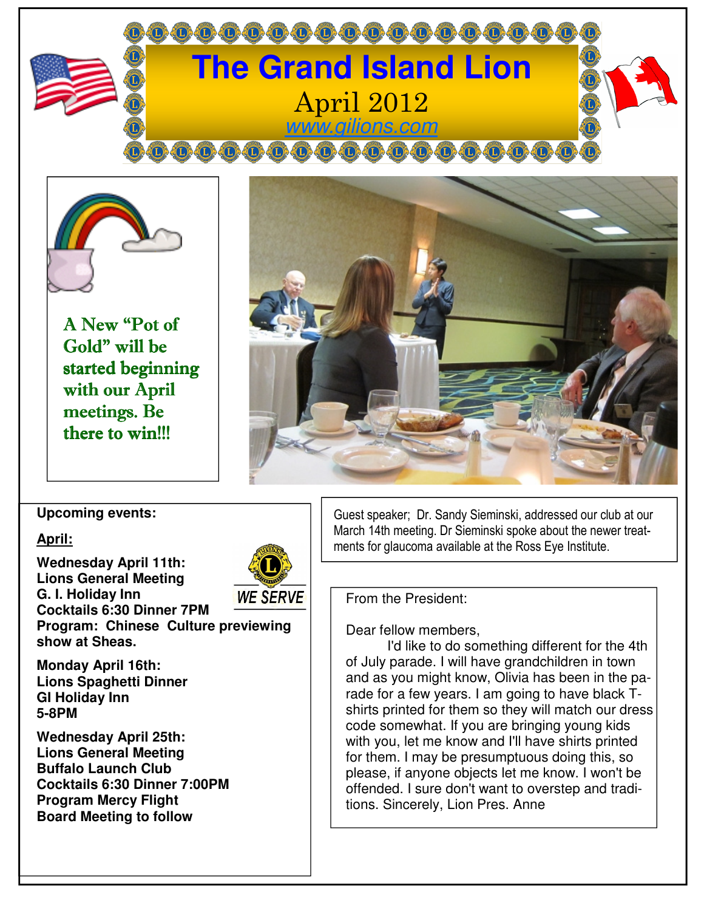# The Grand Island Lion

April 2012

www.gilions.com

A New "Pot of Gold" will be started beginning with our April meetings. Be there to win!!!

Guest speaker; Dr. Sandy Sieminski, addressed our club at our March 14th meeting. Dr Sieminski spoke about the newer treatments for glaucoma available at the Ross Eye Institute.

**Upcoming events:**

**April:**

**Wednesday April 11th:**
**Lions General Meeting**
**G. I. Holiday Inn**
**Cocktails 6:30 Dinner 7PM**
**Program: Chinese Culture previewing show at Sheas.**

**Monday April 16th:**
**Lions Spaghetti Dinner**
**GI Holiday Inn**
**5-8PM**

**Wednesday April 25th:**
**Lions General Meeting**
**Buffalo Launch Club**
**Cocktails 6:30 Dinner 7:00PM**
**Program Mercy Flight**
**Board Meeting to follow**

WE SERVE

From the President:

Dear fellow members,

I'd like to do something different for the 4th of July parade. I will have grandchildren in town and as you might know, Olivia has been in the parade for a few years. I am going to have black T-shirts printed for them so they will match our dress code somewhat. If you are bringing young kids with you, let me know and I'll have shirts printed for them. I may be presumptuous doing this, so please, if anyone objects let me know. I won't be offended. I sure don't want to overstep and traditions. Sincerely, Lion Pres. Anne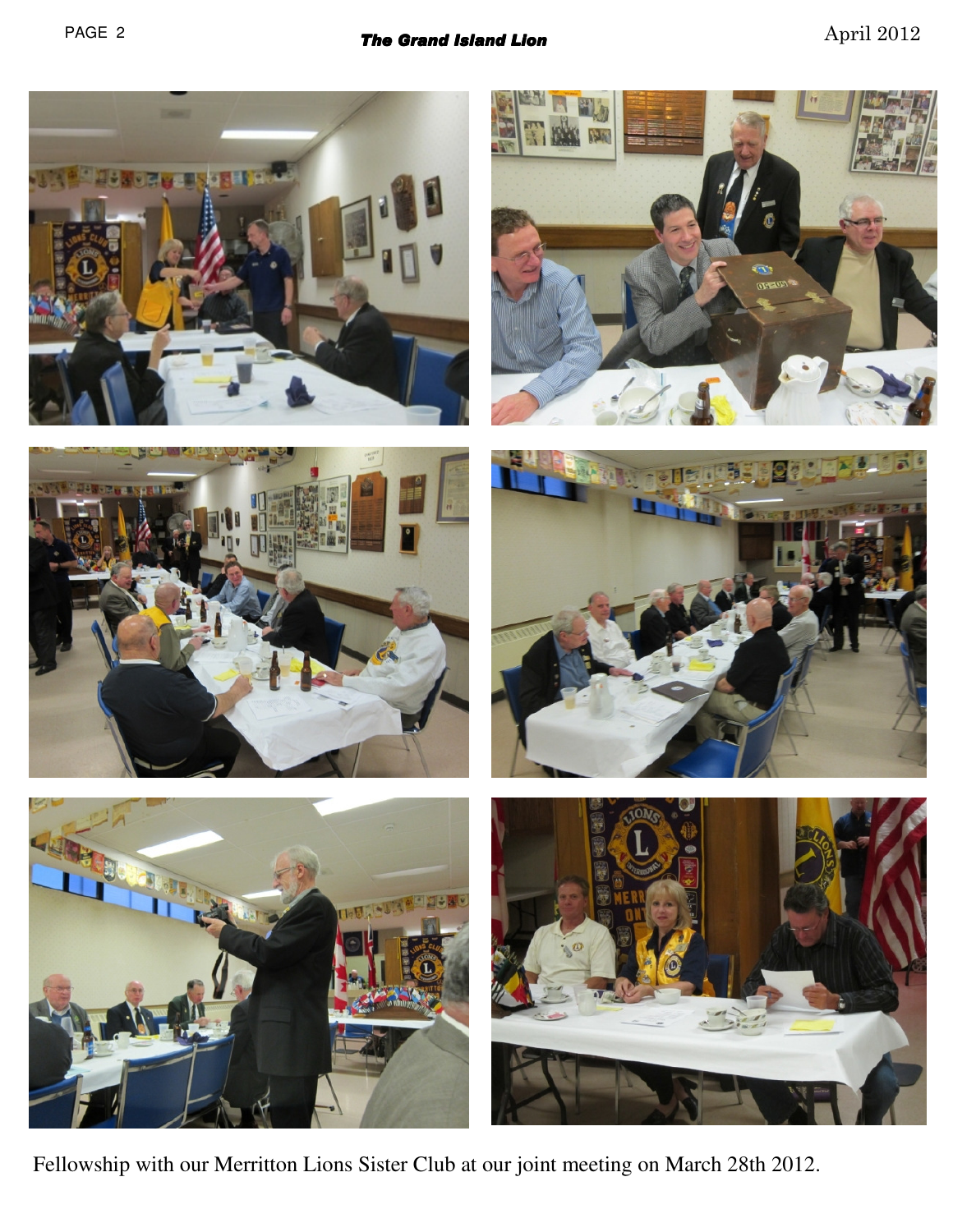Fellowship with our Merritton Lions Sister Club at our joint meeting on March 28th 2012.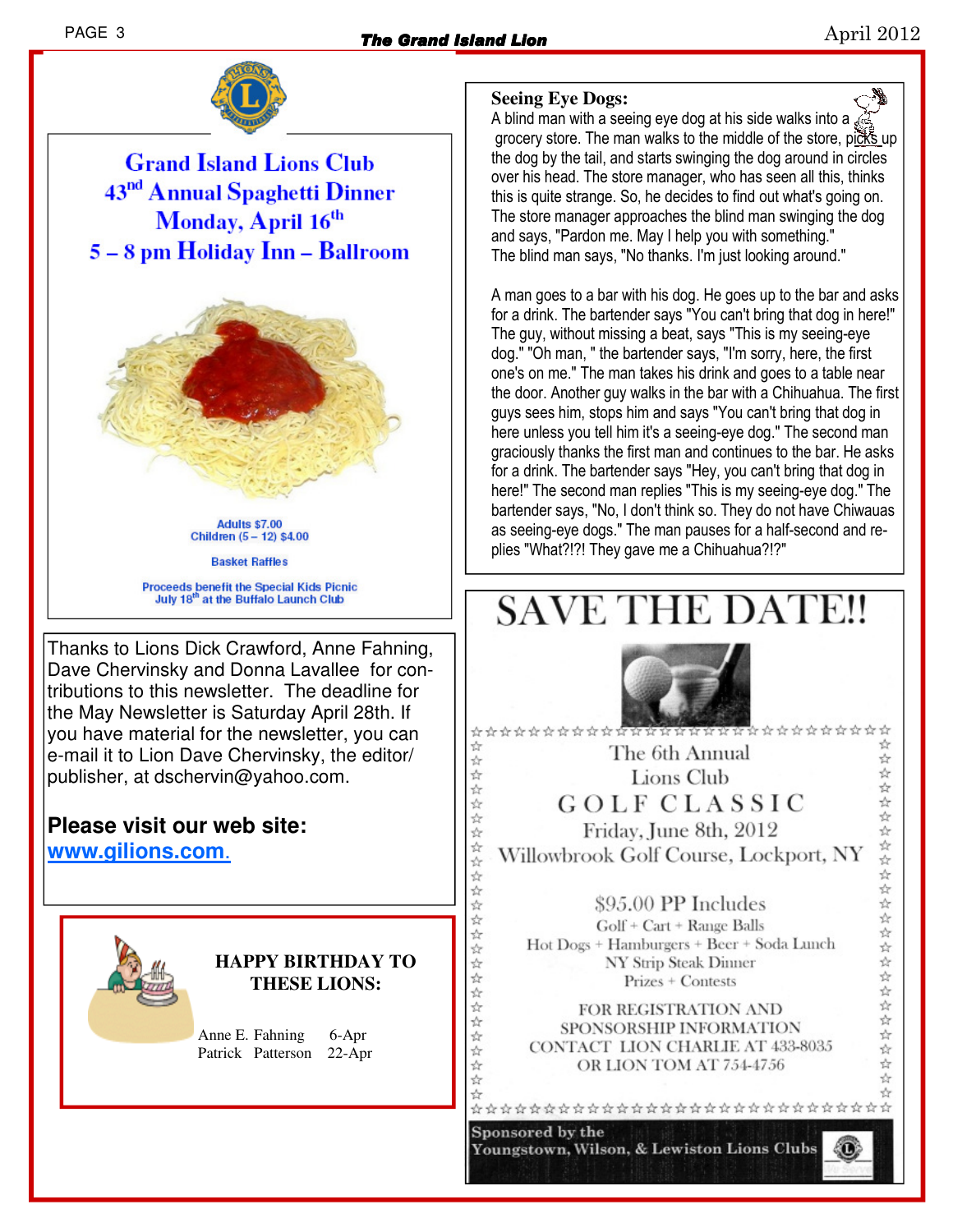## Grand Island Lions Club
## 43rd Annual Spaghetti Dinner
## Monday, April 16th
## 5 – 8 pm Holiday Inn – Ballroom

Adults $7.00
Children (5 – 12) $4.00

Basket Raffles

Proceeds benefit the Special Kids Picnic
July 18th at the Buffalo Launch Club

Thanks to Lions Dick Crawford, Anne Fahning, Dave Chervinsky and Donna Lavallee for contributions to this newsletter. The deadline for the May Newsletter is Saturday April 28th. If you have material for the newsletter, you can e-mail it to Lion Dave Chervinsky, the editor/publisher, at dschervin@yahoo.com.

**Please visit our web site:**
**www.gilions.com.**

**HAPPY BIRTHDAY TO THESE LIONS:**

| | |
|---|---|
| Anne E. Fahning | 6-Apr |
| Patrick Patterson | 22-Apr |

**Seeing Eye Dogs:**

A blind man with a seeing eye dog at his side walks into a grocery store. The man walks to the middle of the store, picks up the dog by the tail, and starts swinging the dog around in circles over his head. The store manager, who has seen all this, thinks this is quite strange. So, he decides to find out what's going on. The store manager approaches the blind man swinging the dog and says, "Pardon me. May I help you with something." The blind man says, "No thanks. I'm just looking around."

A man goes to a bar with his dog. He goes up to the bar and asks for a drink. The bartender says "You can't bring that dog in here!" The guy, without missing a beat, says "This is my seeing-eye dog." "Oh man, " the bartender says, "I'm sorry, here, the first one's on me." The man takes his drink and goes to a table near the door. Another guy walks in the bar with a Chihuahua. The first guys sees him, stops him and says "You can't bring that dog in here unless you tell him it's a seeing-eye dog." The second man graciously thanks the first man and continues to the bar. He asks for a drink. The bartender says "Hey, you can't bring that dog in here!" The second man replies "This is my seeing-eye dog." The bartender says, "No, I don't think so. They do not have Chiwauas as seeing-eye dogs." The man pauses for a half-second and replies "What?!?! They gave me a Chihuahua?!?"

# SAVE THE DATE!!

The 6th Annual
Lions Club
GOLF CLASSIC
Friday, June 8th, 2012
Willowbrook Golf Course, Lockport, NY

$95.00 PP Includes
Golf + Cart + Range Balls
Hot Dogs + Hamburgers + Beer + Soda Lunch
NY Strip Steak Dinner
Prizes + Contests

FOR REGISTRATION AND
SPONSORSHIP INFORMATION
CONTACT LION CHARLIE AT 433-8035
OR LION TOM AT 754-4756

Sponsored by the
Youngstown, Wilson, & Lewiston Lions Clubs